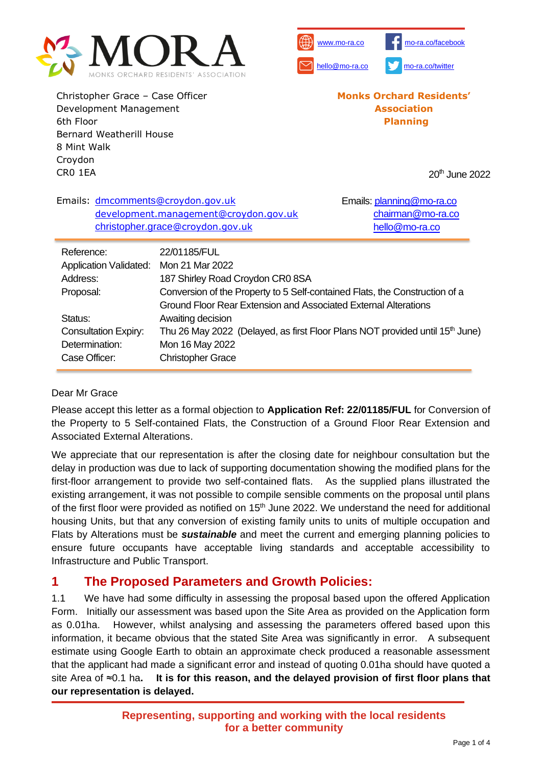MORA
MONKS ORCHARD RESIDENTS' ASSOCIATION

www.mo-ra.co | mo-ra.co/facebook
hello@mo-ra.co | mo-ra.co/twitter

Christopher Grace – Case Officer
Development Management
6th Floor
Bernard Weatherill House
8 Mint Walk
Croydon
CR0 1EA

**Monks Orchard Residents' Association**
**Planning**

20th June 2022

Emails: dmcomments@croydon.gov.uk
development.management@croydon.gov.uk
christopher.grace@croydon.gov.uk

Emails: planning@mo-ra.co
chairman@mo-ra.co
hello@mo-ra.co

| | |
|---|---|
| Reference: | 22/01185/FUL |
| Application Validated: | Mon 21 Mar 2022 |
| Address: | 187 Shirley Road Croydon CR0 8SA |
| Proposal: | Conversion of the Property to 5 Self-contained Flats, the Construction of a Ground Floor Rear Extension and Associated External Alterations |
| Status: | Awaiting decision |
| Consultation Expiry: | Thu 26 May 2022 (Delayed, as first Floor Plans NOT provided until 15th June) |
| Determination: | Mon 16 May 2022 |
| Case Officer: | Christopher Grace |

Dear Mr Grace

Please accept this letter as a formal objection to **Application Ref: 22/01185/FUL** for Conversion of the Property to 5 Self-contained Flats, the Construction of a Ground Floor Rear Extension and Associated External Alterations.

We appreciate that our representation is after the closing date for neighbour consultation but the delay in production was due to lack of supporting documentation showing the modified plans for the first-floor arrangement to provide two self-contained flats. As the supplied plans illustrated the existing arrangement, it was not possible to compile sensible comments on the proposal until plans of the first floor were provided as notified on 15th June 2022. We understand the need for additional housing Units, but that any conversion of existing family units to units of multiple occupation and Flats by Alterations must be ***sustainable*** and meet the current and emerging planning policies to ensure future occupants have acceptable living standards and acceptable accessibility to Infrastructure and Public Transport.

## 1 The Proposed Parameters and Growth Policies:

1.1 We have had some difficulty in assessing the proposal based upon the offered Application Form. Initially our assessment was based upon the Site Area as provided on the Application form as 0.01ha. However, whilst analysing and assessing the parameters offered based upon this information, it became obvious that the stated Site Area was significantly in error. A subsequent estimate using Google Earth to obtain an approximate check produced a reasonable assessment that the applicant had made a significant error and instead of quoting 0.01ha should have quoted a site Area of ≈0.1 ha**. It is for this reason, and the delayed provision of first floor plans that our representation is delayed.**

**Representing, supporting and working with the local residents for a better community**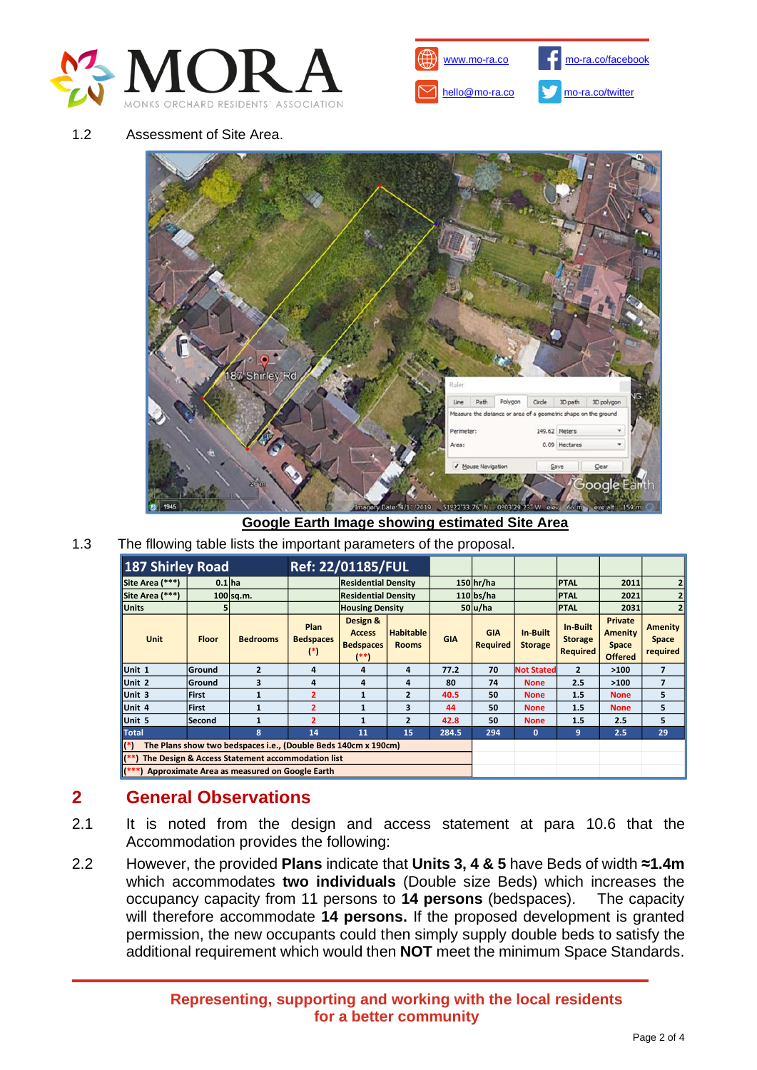1.2 Assessment of Site Area.

Google Earth Image showing estimated Site Area

1.3 The fllowing table lists the important parameters of the proposal.

| 187 Shirley Road | | | Ref: 22/01185/FUL | | | | | | | | |
|---|---|---|---|---|---|---|---|---|---|---|---|
| Site Area (***) | 0.1 | ha | | Residential Density | | 150 | hr/ha | | PTAL | 2011 | 2 |
| Site Area (***) | 100 | sq.m. | | Residential Density | | 110 | bs/ha | | PTAL | 2021 | 2 |
| Units | 5 | | | Housing Density | | 50 | u/ha | | PTAL | 2031 | 2 |
| Unit | Floor | Bedrooms | Plan Bedspaces (*) | Design & Access Bedspaces (**) | Habitable Rooms | GIA | GIA Required | In-Built Storage | In-Built Storage Required | Private Amenity Space Offered | Amenity Space required |
| Unit 1 | Ground | 2 | 4 | 4 | 4 | 77.2 | 70 | Not Stated | 2 | >100 | 7 |
| Unit 2 | Ground | 3 | 4 | 4 | 4 | 80 | 74 | None | 2.5 | >100 | 7 |
| Unit 3 | First | 1 | 2 | 1 | 2 | 40.5 | 50 | None | 1.5 | None | 5 |
| Unit 4 | First | 1 | 2 | 1 | 3 | 44 | 50 | None | 1.5 | None | 5 |
| Unit 5 | Second | 1 | 2 | 1 | 2 | 42.8 | 50 | None | 1.5 | 2.5 | 5 |
| Total | | 8 | 14 | 11 | 15 | 284.5 | 294 | 0 | 9 | 2.5 | 29 |
| (*) The Plans show two bedspaces i.e., (Double Beds 140cm x 190cm) | | | | | | | | | | | |
| (**) The Design & Access Statement accommodation list | | | | | | | | | | | |
| (***) Approximate Area as measured on Google Earth | | | | | | | | | | | |

## 2 General Observations

2.1 It is noted from the design and access statement at para 10.6 that the Accommodation provides the following:

2.2 However, the provided **Plans** indicate that **Units 3, 4 & 5** have Beds of width **≈1.4m** which accommodates **two individuals** (Double size Beds) which increases the occupancy capacity from 11 persons to **14 persons** (bedspaces). The capacity will therefore accommodate **14 persons.** If the proposed development is granted permission, the new occupants could then simply supply double beds to satisfy the additional requirement which would then **NOT** meet the minimum Space Standards.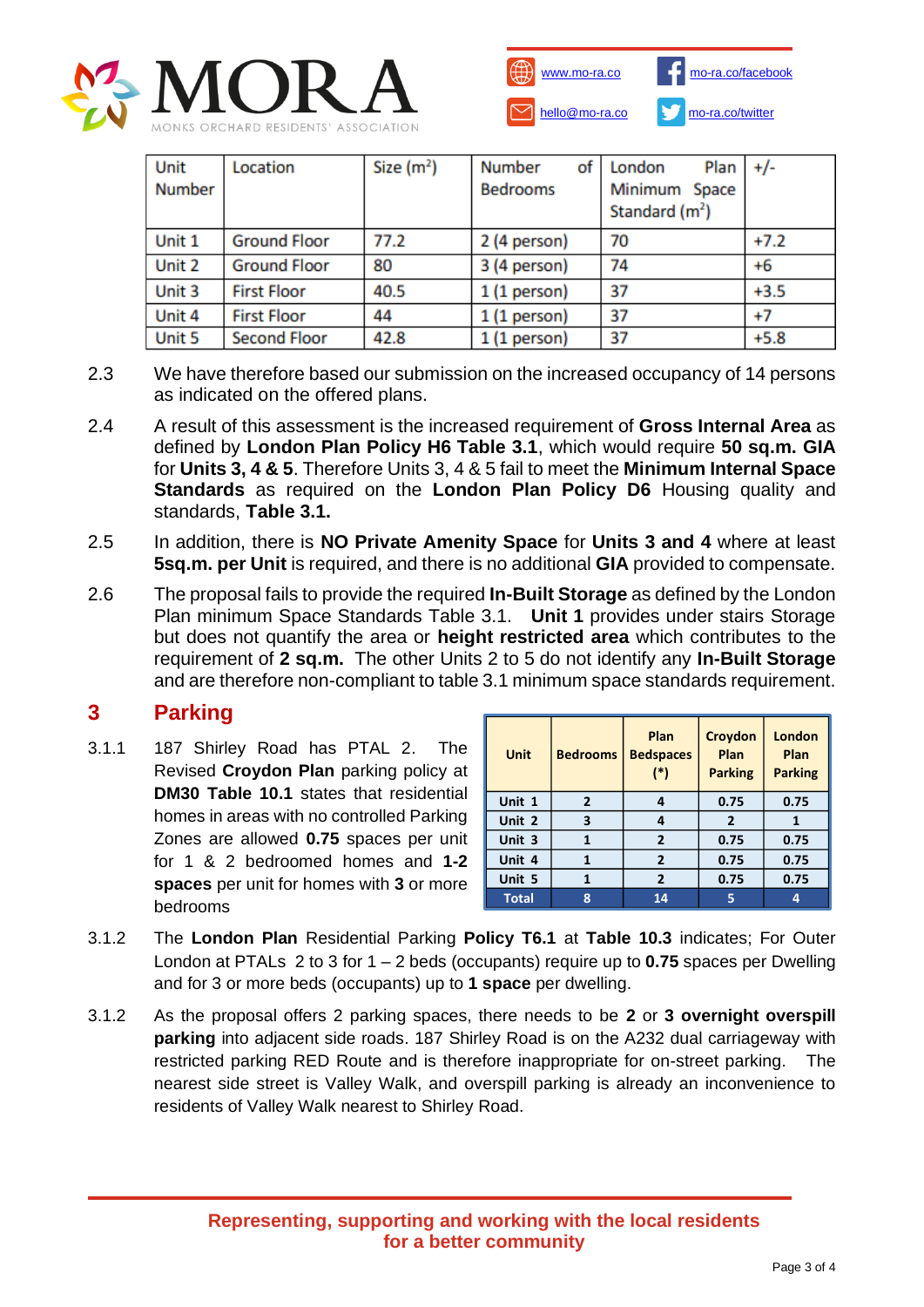| Unit Number | Location | Size ($m^2$) | Number of Bedrooms | London Plan Minimum Space Standard ($m^2$) | +/- |
|---|---|---|---|---|---|
| Unit 1 | Ground Floor | 77.2 | 2 (4 person) | 70 | +7.2 |
| Unit 2 | Ground Floor | 80 | 3 (4 person) | 74 | +6 |
| Unit 3 | First Floor | 40.5 | 1 (1 person) | 37 | +3.5 |
| Unit 4 | First Floor | 44 | 1 (1 person) | 37 | +7 |
| Unit 5 | Second Floor | 42.8 | 1 (1 person) | 37 | +5.8 |

2.3 We have therefore based our submission on the increased occupancy of 14 persons as indicated on the offered plans.

2.4 A result of this assessment is the increased requirement of **Gross Internal Area** as defined by **London Plan Policy H6 Table 3.1**, which would require **50 sq.m. GIA** for **Units 3, 4 & 5**. Therefore Units 3, 4 & 5 fail to meet the **Minimum Internal Space Standards** as required on the **London Plan Policy D6** Housing quality and standards, **Table 3.1.**

2.5 In addition, there is **NO Private Amenity Space** for **Units 3 and 4** where at least **5sq.m. per Unit** is required, and there is no additional **GIA** provided to compensate.

2.6 The proposal fails to provide the required **In-Built Storage** as defined by the London Plan minimum Space Standards Table 3.1. **Unit 1** provides under stairs Storage but does not quantify the area or **height restricted area** which contributes to the requirement of **2 sq.m.** The other Units 2 to 5 do not identify any **In-Built Storage** and are therefore non-compliant to table 3.1 minimum space standards requirement.

## 3 Parking

3.1.1 187 Shirley Road has PTAL 2. The Revised **Croydon Plan** parking policy at **DM30 Table 10.1** states that residential homes in areas with no controlled Parking Zones are allowed **0.75** spaces per unit for 1 & 2 bedroomed homes and **1-2 spaces** per unit for homes with **3** or more bedrooms

| Unit | Bedrooms | Plan Bedspaces (*) | Croydon Plan Parking | London Plan Parking |
|---|---|---|---|---|
| Unit 1 | 2 | 4 | 0.75 | 0.75 |
| Unit 2 | 3 | 4 | 2 | 1 |
| Unit 3 | 1 | 2 | 0.75 | 0.75 |
| Unit 4 | 1 | 2 | 0.75 | 0.75 |
| Unit 5 | 1 | 2 | 0.75 | 0.75 |
| Total | 8 | 14 | 5 | 4 |

3.1.2 The **London Plan** Residential Parking **Policy T6.1** at **Table 10.3** indicates; For Outer London at PTALs 2 to 3 for 1 – 2 beds (occupants) require up to **0.75** spaces per Dwelling and for 3 or more beds (occupants) up to **1 space** per dwelling.

3.1.2 As the proposal offers 2 parking spaces, there needs to be **2** or **3 overnight overspill parking** into adjacent side roads. 187 Shirley Road is on the A232 dual carriageway with restricted parking RED Route and is therefore inappropriate for on-street parking. The nearest side street is Valley Walk, and overspill parking is already an inconvenience to residents of Valley Walk nearest to Shirley Road.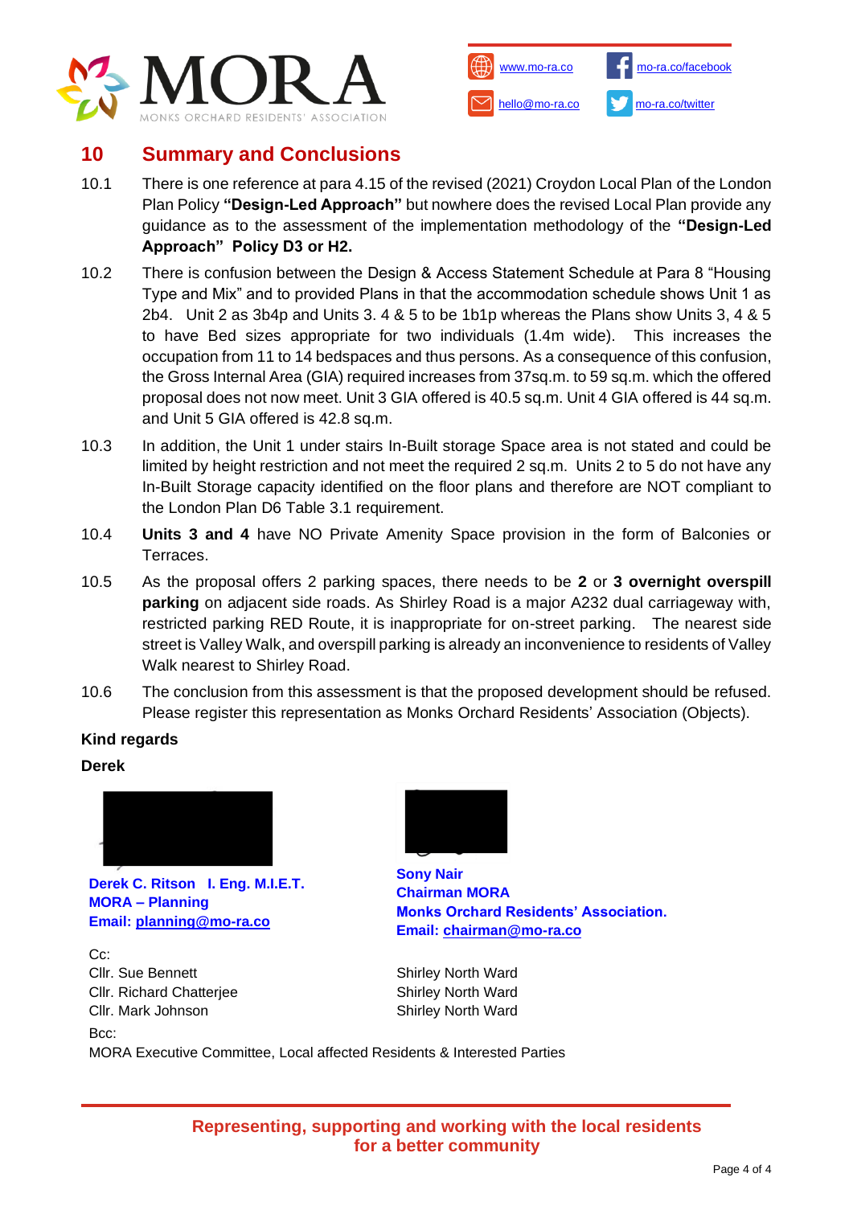## 10 Summary and Conclusions

10.1 There is one reference at para 4.15 of the revised (2021) Croydon Local Plan of the London Plan Policy **"Design-Led Approach"** but nowhere does the revised Local Plan provide any guidance as to the assessment of the implementation methodology of the **"Design-Led Approach" Policy D3 or H2.**

10.2 There is confusion between the Design & Access Statement Schedule at Para 8 "Housing Type and Mix" and to provided Plans in that the accommodation schedule shows Unit 1 as 2b4. Unit 2 as 3b4p and Units 3. 4 & 5 to be 1b1p whereas the Plans show Units 3, 4 & 5 to have Bed sizes appropriate for two individuals (1.4m wide). This increases the occupation from 11 to 14 bedspaces and thus persons. As a consequence of this confusion, the Gross Internal Area (GIA) required increases from 37sq.m. to 59 sq.m. which the offered proposal does not now meet. Unit 3 GIA offered is 40.5 sq.m. Unit 4 GIA offered is 44 sq.m. and Unit 5 GIA offered is 42.8 sq.m.

10.3 In addition, the Unit 1 under stairs In-Built storage Space area is not stated and could be limited by height restriction and not meet the required 2 sq.m. Units 2 to 5 do not have any In-Built Storage capacity identified on the floor plans and therefore are NOT compliant to the London Plan D6 Table 3.1 requirement.

10.4 **Units 3 and 4** have NO Private Amenity Space provision in the form of Balconies or Terraces.

10.5 As the proposal offers 2 parking spaces, there needs to be **2** or **3 overnight overspill parking** on adjacent side roads. As Shirley Road is a major A232 dual carriageway with, restricted parking RED Route, it is inappropriate for on-street parking. The nearest side street is Valley Walk, and overspill parking is already an inconvenience to residents of Valley Walk nearest to Shirley Road.

10.6 The conclusion from this assessment is that the proposed development should be refused. Please register this representation as Monks Orchard Residents' Association (Objects).

**Kind regards**

**Derek**

**Derek C. Ritson I. Eng. M.I.E.T.**
**MORA – Planning**
**Email: planning@mo-ra.co**

**Sony Nair**
**Chairman MORA**
**Monks Orchard Residents' Association.**
**Email: chairman@mo-ra.co**

Cc:

| | |
|---|---|
| Cllr. Sue Bennett | Shirley North Ward |
| Cllr. Richard Chatterjee | Shirley North Ward |
| Cllr. Mark Johnson | Shirley North Ward |

Bcc:
MORA Executive Committee, Local affected Residents & Interested Parties

**Representing, supporting and working with the local residents for a better community**